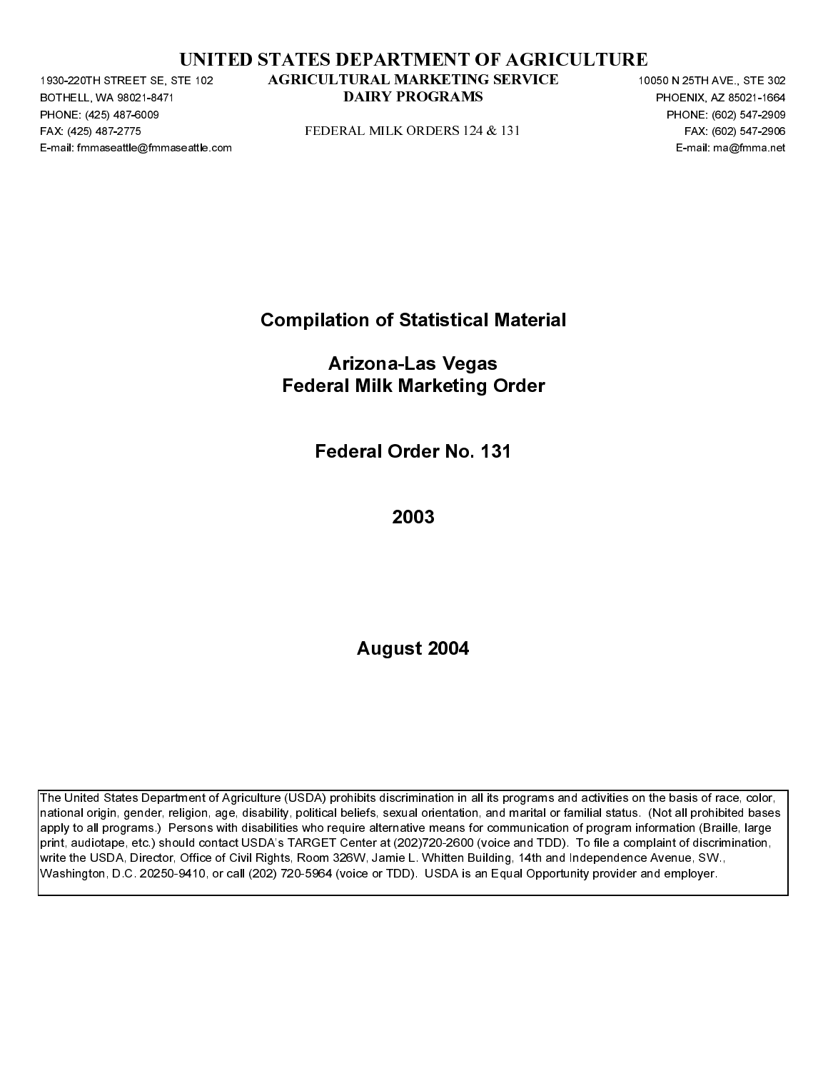# UNITED STATES DEPARTMENT OF AGRICULTURE

## AGRICULTURAL MARKETING SERVICE
## DAIRY PROGRAMS

FEDERAL MILK ORDERS 124 & 131

1930-220TH STREET SE, STE 102
BOTHELL, WA 98021-8471
PHONE: (425) 487-6009
FAX: (425) 487-2775
E-mail: fmmaseattle@fmmaseattle.com

10050 N 25TH AVE., STE 302
PHOENIX, AZ 85021-1664
PHONE: (602) 547-2909
FAX: (602) 547-2906
E-mail: ma@fmma.net

# Compilation of Statistical Material

# Arizona-Las Vegas Federal Milk Marketing Order

# Federal Order No. 131

# 2003

# August 2004

The United States Department of Agriculture (USDA) prohibits discrimination in all its programs and activities on the basis of race, color, national origin, gender, religion, age, disability, political beliefs, sexual orientation, and marital or familial status. (Not all prohibited bases apply to all programs.) Persons with disabilities who require alternative means for communication of program information (Braille, large print, audiotape, etc.) should contact USDA's TARGET Center at (202)720-2600 (voice and TDD). To file a complaint of discrimination, write the USDA, Director, Office of Civil Rights, Room 326W, Jamie L. Whitten Building, 14th and Independence Avenue, SW., Washington, D.C. 20250-9410, or call (202) 720-5964 (voice or TDD). USDA is an Equal Opportunity provider and employer.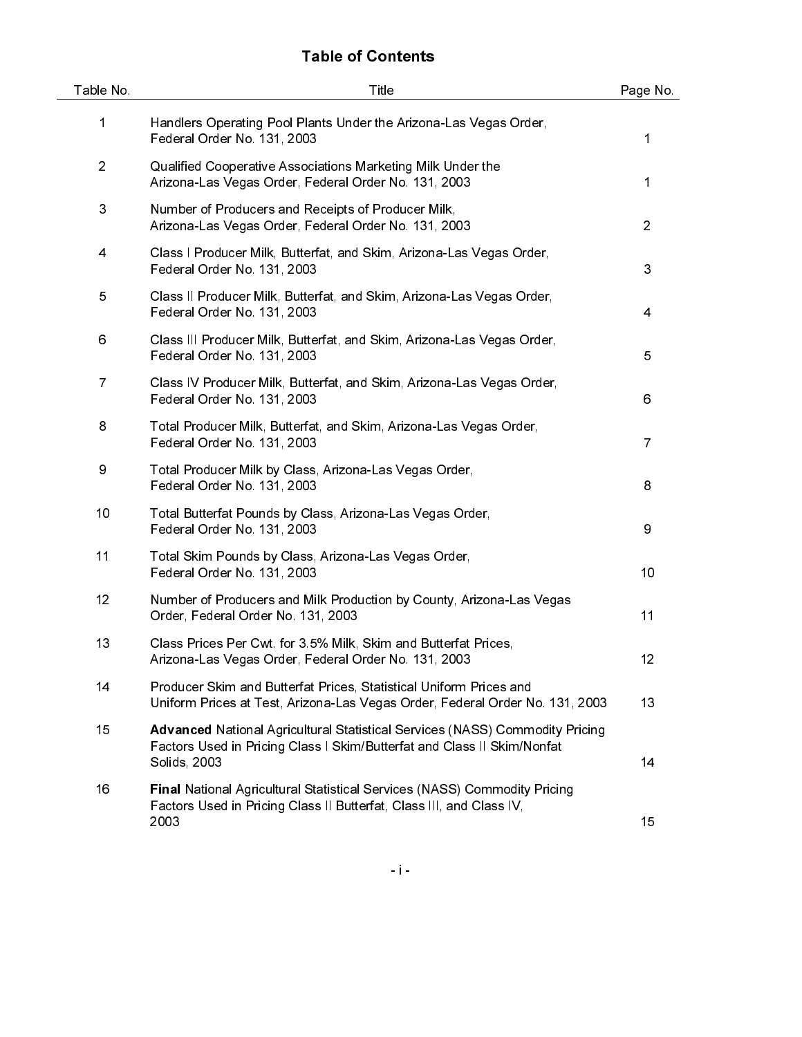# Table of Contents

| Table No. | Title | Page No. |
|---|---|---|
| 1 | Handlers Operating Pool Plants Under the Arizona-Las Vegas Order, Federal Order No. 131, 2003 | 1 |
| 2 | Qualified Cooperative Associations Marketing Milk Under the Arizona-Las Vegas Order, Federal Order No. 131, 2003 | 1 |
| 3 | Number of Producers and Receipts of Producer Milk, Arizona-Las Vegas Order, Federal Order No. 131, 2003 | 2 |
| 4 | Class I Producer Milk, Butterfat, and Skim, Arizona-Las Vegas Order, Federal Order No. 131, 2003 | 3 |
| 5 | Class II Producer Milk, Butterfat, and Skim, Arizona-Las Vegas Order, Federal Order No. 131, 2003 | 4 |
| 6 | Class III Producer Milk, Butterfat, and Skim, Arizona-Las Vegas Order, Federal Order No. 131, 2003 | 5 |
| 7 | Class IV Producer Milk, Butterfat, and Skim, Arizona-Las Vegas Order, Federal Order No. 131, 2003 | 6 |
| 8 | Total Producer Milk, Butterfat, and Skim, Arizona-Las Vegas Order, Federal Order No. 131, 2003 | 7 |
| 9 | Total Producer Milk by Class, Arizona-Las Vegas Order, Federal Order No. 131, 2003 | 8 |
| 10 | Total Butterfat Pounds by Class, Arizona-Las Vegas Order, Federal Order No. 131, 2003 | 9 |
| 11 | Total Skim Pounds by Class, Arizona-Las Vegas Order, Federal Order No. 131, 2003 | 10 |
| 12 | Number of Producers and Milk Production by County, Arizona-Las Vegas Order, Federal Order No. 131, 2003 | 11 |
| 13 | Class Prices Per Cwt. for 3.5% Milk, Skim and Butterfat Prices, Arizona-Las Vegas Order, Federal Order No. 131, 2003 | 12 |
| 14 | Producer Skim and Butterfat Prices, Statistical Uniform Prices and Uniform Prices at Test, Arizona-Las Vegas Order, Federal Order No. 131, 2003 | 13 |
| 15 | **Advanced** National Agricultural Statistical Services (NASS) Commodity Pricing Factors Used in Pricing Class I Skim/Butterfat and Class II Skim/Nonfat Solids, 2003 | 14 |
| 16 | **Final** National Agricultural Statistical Services (NASS) Commodity Pricing Factors Used in Pricing Class II Butterfat, Class III, and Class IV, 2003 | 15 |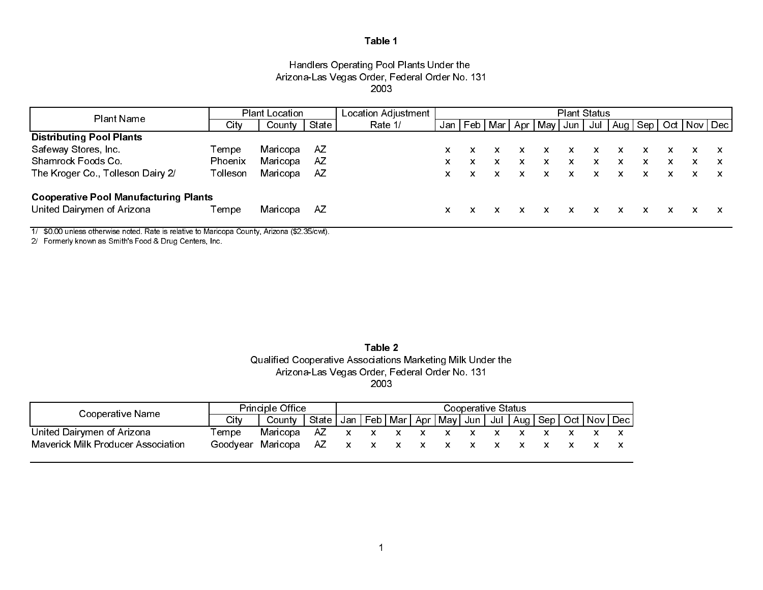## Table 1

Handlers Operating Pool Plants Under the
Arizona-Las Vegas Order, Federal Order No. 131
2003

| Plant Name | Plant Location | | | Location Adjustment | Plant Status | | | | | | | | | | | |
|---|---|---|---|---|---|---|---|---|---|---|---|---|---|---|---|---|
| | City | County | State | Rate 1/ | Jan | Feb | Mar | Apr | May | Jun | Jul | Aug | Sep | Oct | Nov | Dec |
| **Distributing Pool Plants** | | | | | | | | | | | | | | | | |
| Safeway Stores, Inc. | Tempe | Maricopa | AZ | | x | x | x | x | x | x | x | x | x | x | x | x |
| Shamrock Foods Co. | Phoenix | Maricopa | AZ | | x | x | x | x | x | x | x | x | x | x | x | x |
| The Kroger Co., Tolleson Dairy 2/ | Tolleson | Maricopa | AZ | | x | x | x | x | x | x | x | x | x | x | x | x |
| **Cooperative Pool Manufacturing Plants** | | | | | | | | | | | | | | | | |
| United Dairymen of Arizona | Tempe | Maricopa | AZ | | x | x | x | x | x | x | x | x | x | x | x | x |

1/ $0.00 unless otherwise noted. Rate is relative to Maricopa County, Arizona ($2.35/cwt).
2/ Formerly known as Smith's Food & Drug Centers, Inc.

## Table 2

Qualified Cooperative Associations Marketing Milk Under the
Arizona-Las Vegas Order, Federal Order No. 131
2003

| Cooperative Name | Principle Office | | | Cooperative Status | | | | | | | | | | | |
|---|---|---|---|---|---|---|---|---|---|---|---|---|---|---|---|
| | City | County | State | Jan | Feb | Mar | Apr | May | Jun | Jul | Aug | Sep | Oct | Nov | Dec |
| United Dairymen of Arizona | Tempe | Maricopa | AZ | x | x | x | x | x | x | x | x | x | x | x | x |
| Maverick Milk Producer Association | Goodyear | Maricopa | AZ | x | x | x | x | x | x | x | x | x | x | x | x |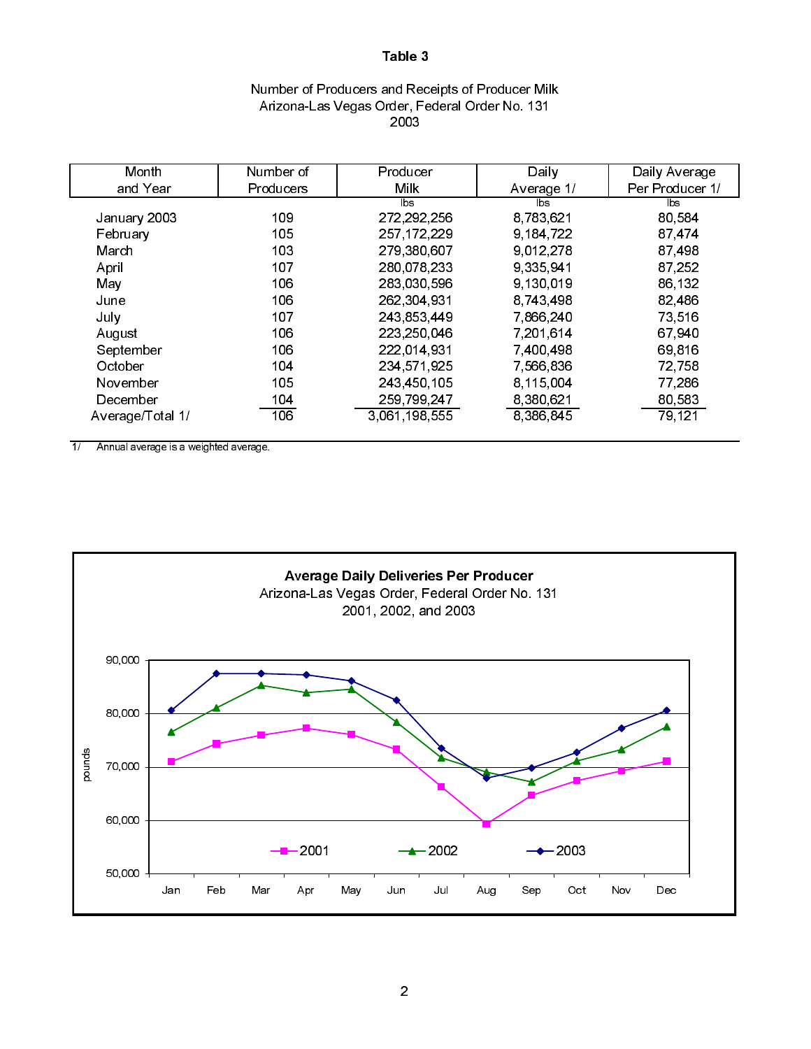# Table 3

Number of Producers and Receipts of Producer Milk
Arizona-Las Vegas Order, Federal Order No. 131
2003

| Month and Year | Number of Producers | Producer Milk | Daily Average 1/ | Daily Average Per Producer 1/ |
|---|---|---|---|---|
| | | lbs | lbs | lbs |
| January 2003 | 109 | 272,292,256 | 8,783,621 | 80,584 |
| February | 105 | 257,172,229 | 9,184,722 | 87,474 |
| March | 103 | 279,380,607 | 9,012,278 | 87,498 |
| April | 107 | 280,078,233 | 9,335,941 | 87,252 |
| May | 106 | 283,030,596 | 9,130,019 | 86,132 |
| June | 106 | 262,304,931 | 8,743,498 | 82,486 |
| July | 107 | 243,853,449 | 7,866,240 | 73,516 |
| August | 106 | 223,250,046 | 7,201,614 | 67,940 |
| September | 106 | 222,014,931 | 7,400,498 | 69,816 |
| October | 104 | 234,571,925 | 7,566,836 | 72,758 |
| November | 105 | 243,450,105 | 8,115,004 | 77,286 |
| December | 104 | 259,799,247 | 8,380,621 | 80,583 |
| Average/Total 1/ | 106 | 3,061,198,555 | 8,386,845 | 79,121 |

1/ Annual average is a weighted average.

**Average Daily Deliveries Per Producer**
Arizona-Las Vegas Order, Federal Order No. 131
2001, 2002, and 2003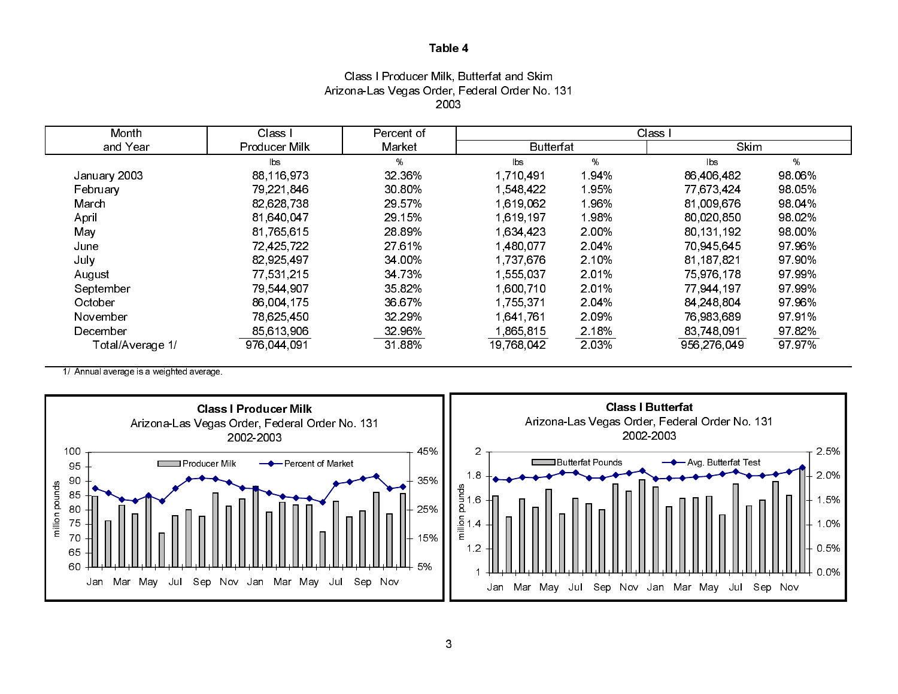# Table 4

Class I Producer Milk, Butterfat and Skim
Arizona-Las Vegas Order, Federal Order No. 131
2003

| Month and Year | Class I Producer Milk | Percent of Market | Class I Butterfat | | Class I Skim | |
|---|---|---|---|---|---|---|
| | lbs | % | lbs | % | lbs | % |
| January 2003 | 88,116,973 | 32.36% | 1,710,491 | 1.94% | 86,406,482 | 98.06% |
| February | 79,221,846 | 30.80% | 1,548,422 | 1.95% | 77,673,424 | 98.05% |
| March | 82,628,738 | 29.57% | 1,619,062 | 1.96% | 81,009,676 | 98.04% |
| April | 81,640,047 | 29.15% | 1,619,197 | 1.98% | 80,020,850 | 98.02% |
| May | 81,765,615 | 28.89% | 1,634,423 | 2.00% | 80,131,192 | 98.00% |
| June | 72,425,722 | 27.61% | 1,480,077 | 2.04% | 70,945,645 | 97.96% |
| July | 82,925,497 | 34.00% | 1,737,676 | 2.10% | 81,187,821 | 97.90% |
| August | 77,531,215 | 34.73% | 1,555,037 | 2.01% | 75,976,178 | 97.99% |
| September | 79,544,907 | 35.82% | 1,600,710 | 2.01% | 77,944,197 | 97.99% |
| October | 86,004,175 | 36.67% | 1,755,371 | 2.04% | 84,248,804 | 97.96% |
| November | 78,625,450 | 32.29% | 1,641,761 | 2.09% | 76,983,689 | 97.91% |
| December | 85,613,906 | 32.96% | 1,865,815 | 2.18% | 83,748,091 | 97.82% |
| Total/Average 1/ | 976,044,091 | 31.88% | 19,768,042 | 2.03% | 956,276,049 | 97.97% |

1/ Annual average is a weighted average.

**Class I Producer Milk**
Arizona-Las Vegas Order, Federal Order No. 131
2002-2003

**Class I Butterfat**
Arizona-Las Vegas Order, Federal Order No. 131
2002-2003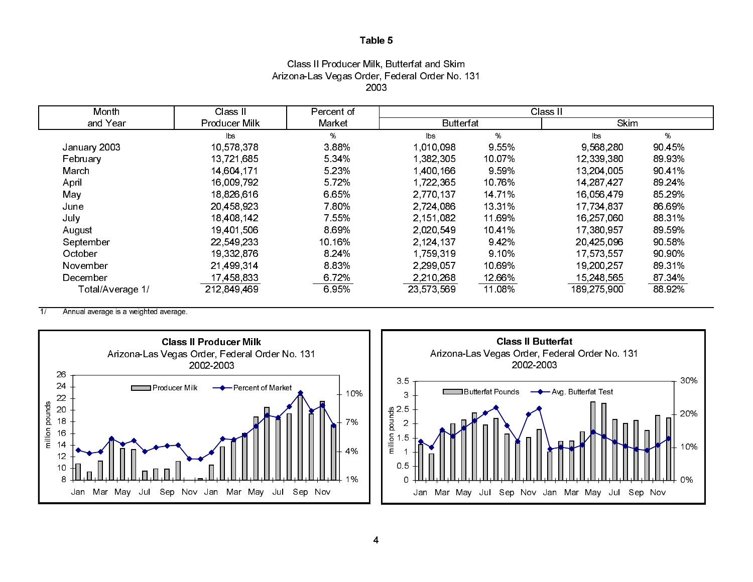# Table 5

Class II Producer Milk, Butterfat and Skim
Arizona-Las Vegas Order, Federal Order No. 131
2003

| Month and Year | Class II Producer Milk | Percent of Market | Class II Butterfat | | Class II Skim | |
|---|---|---|---|---|---|---|
| | lbs | % | lbs | % | lbs | % |
| January 2003 | 10,578,378 | 3.88% | 1,010,098 | 9.55% | 9,568,280 | 90.45% |
| February | 13,721,685 | 5.34% | 1,382,305 | 10.07% | 12,339,380 | 89.93% |
| March | 14,604,171 | 5.23% | 1,400,166 | 9.59% | 13,204,005 | 90.41% |
| April | 16,009,792 | 5.72% | 1,722,365 | 10.76% | 14,287,427 | 89.24% |
| May | 18,826,616 | 6.65% | 2,770,137 | 14.71% | 16,056,479 | 85.29% |
| June | 20,458,923 | 7.80% | 2,724,086 | 13.31% | 17,734,837 | 86.69% |
| July | 18,408,142 | 7.55% | 2,151,082 | 11.69% | 16,257,060 | 88.31% |
| August | 19,401,506 | 8.69% | 2,020,549 | 10.41% | 17,380,957 | 89.59% |
| September | 22,549,233 | 10.16% | 2,124,137 | 9.42% | 20,425,096 | 90.58% |
| October | 19,332,876 | 8.24% | 1,759,319 | 9.10% | 17,573,557 | 90.90% |
| November | 21,499,314 | 8.83% | 2,299,057 | 10.69% | 19,200,257 | 89.31% |
| December | 17,458,833 | 6.72% | 2,210,268 | 12.66% | 15,248,565 | 87.34% |
| Total/Average 1/ | 212,849,469 | 6.95% | 23,573,569 | 11.08% | 189,275,900 | 88.92% |

1/ Annual average is a weighted average.

**Class II Producer Milk**
Arizona-Las Vegas Order, Federal Order No. 131
2002-2003

**Class II Butterfat**
Arizona-Las Vegas Order, Federal Order No. 131
2002-2003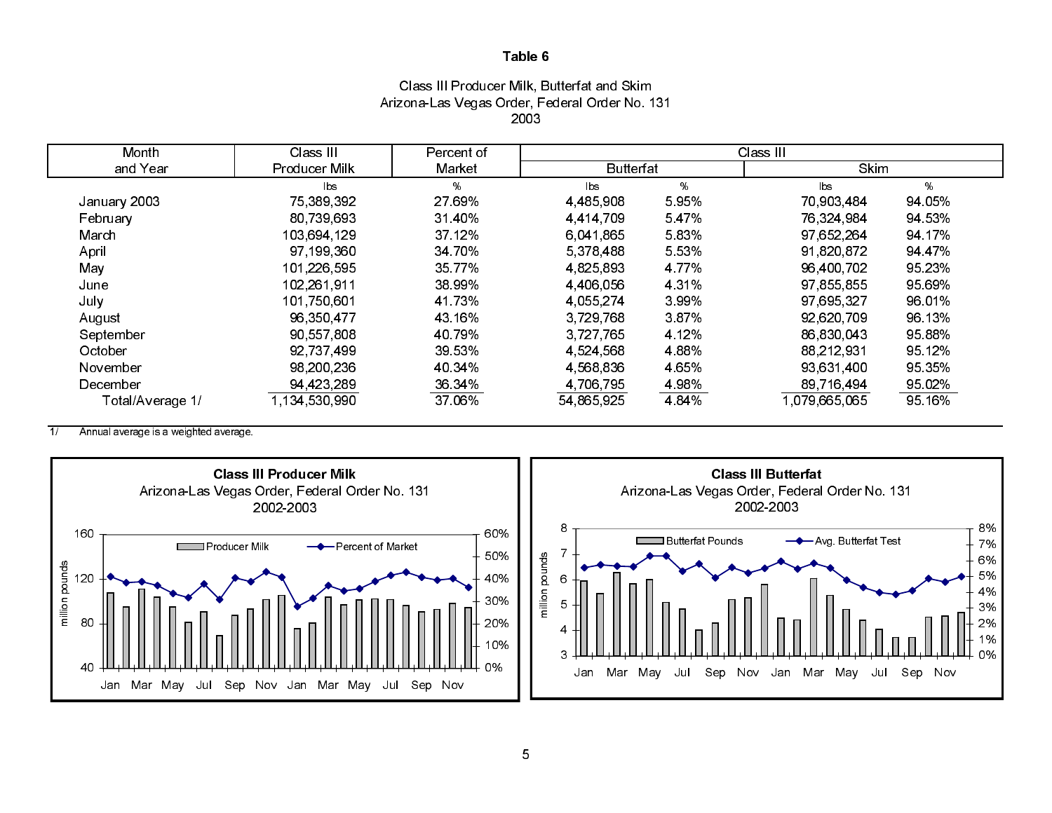**Table 6**

Class III Producer Milk, Butterfat and Skim
Arizona-Las Vegas Order, Federal Order No. 131
2003

| Month and Year | Class III Producer Milk | Percent of Market | Class III Butterfat | | Class III Skim | |
|---|---|---|---|---|---|---|
| | lbs | % | lbs | % | lbs | % |
| January 2003 | 75,389,392 | 27.69% | 4,485,908 | 5.95% | 70,903,484 | 94.05% |
| February | 80,739,693 | 31.40% | 4,414,709 | 5.47% | 76,324,984 | 94.53% |
| March | 103,694,129 | 37.12% | 6,041,865 | 5.83% | 97,652,264 | 94.17% |
| April | 97,199,360 | 34.70% | 5,378,488 | 5.53% | 91,820,872 | 94.47% |
| May | 101,226,595 | 35.77% | 4,825,893 | 4.77% | 96,400,702 | 95.23% |
| June | 102,261,911 | 38.99% | 4,406,056 | 4.31% | 97,855,855 | 95.69% |
| July | 101,750,601 | 41.73% | 4,055,274 | 3.99% | 97,695,327 | 96.01% |
| August | 96,350,477 | 43.16% | 3,729,768 | 3.87% | 92,620,709 | 96.13% |
| September | 90,557,808 | 40.79% | 3,727,765 | 4.12% | 86,830,043 | 95.88% |
| October | 92,737,499 | 39.53% | 4,524,568 | 4.88% | 88,212,931 | 95.12% |
| November | 98,200,236 | 40.34% | 4,568,836 | 4.65% | 93,631,400 | 95.35% |
| December | 94,423,289 | 36.34% | 4,706,795 | 4.98% | 89,716,494 | 95.02% |
| Total/Average 1/ | 1,134,530,990 | 37.06% | 54,865,925 | 4.84% | 1,079,665,065 | 95.16% |

1/ Annual average is a weighted average.

**Class III Producer Milk**
Arizona-Las Vegas Order, Federal Order No. 131
2002-2003

**Class III Butterfat**
Arizona-Las Vegas Order, Federal Order No. 131
2002-2003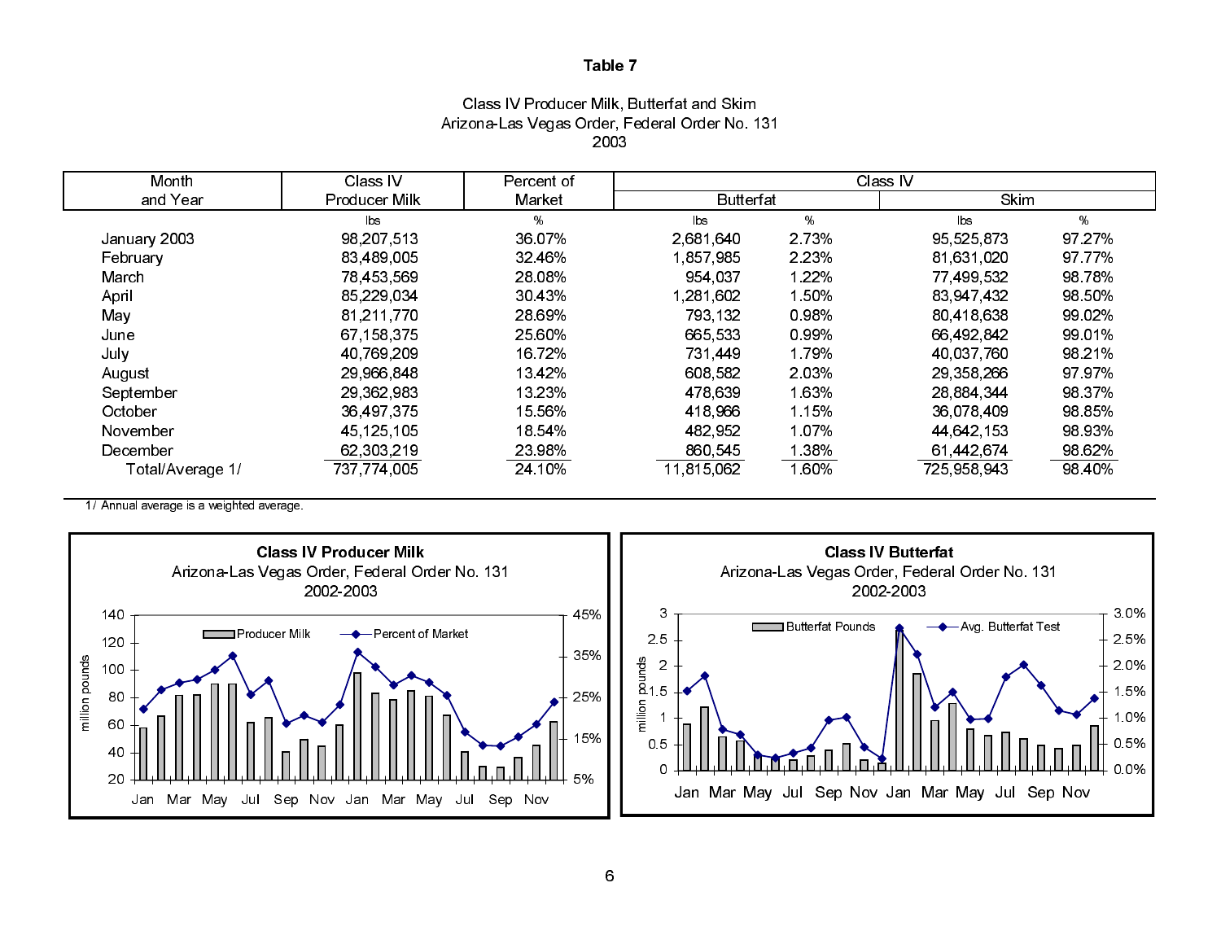# Table 7

Class IV Producer Milk, Butterfat and Skim
Arizona-Las Vegas Order, Federal Order No. 131
2003

| Month and Year | Class IV Producer Milk | Percent of Market | Class IV Butterfat | | Class IV Skim | |
|---|---|---|---|---|---|---|
| | lbs | % | lbs | % | lbs | % |
| January 2003 | 98,207,513 | 36.07% | 2,681,640 | 2.73% | 95,525,873 | 97.27% |
| February | 83,489,005 | 32.46% | 1,857,985 | 2.23% | 81,631,020 | 97.77% |
| March | 78,453,569 | 28.08% | 954,037 | 1.22% | 77,499,532 | 98.78% |
| April | 85,229,034 | 30.43% | 1,281,602 | 1.50% | 83,947,432 | 98.50% |
| May | 81,211,770 | 28.69% | 793,132 | 0.98% | 80,418,638 | 99.02% |
| June | 67,158,375 | 25.60% | 665,533 | 0.99% | 66,492,842 | 99.01% |
| July | 40,769,209 | 16.72% | 731,449 | 1.79% | 40,037,760 | 98.21% |
| August | 29,966,848 | 13.42% | 608,582 | 2.03% | 29,358,266 | 97.97% |
| September | 29,362,983 | 13.23% | 478,639 | 1.63% | 28,884,344 | 98.37% |
| October | 36,497,375 | 15.56% | 418,966 | 1.15% | 36,078,409 | 98.85% |
| November | 45,125,105 | 18.54% | 482,952 | 1.07% | 44,642,153 | 98.93% |
| December | 62,303,219 | 23.98% | 860,545 | 1.38% | 61,442,674 | 98.62% |
| Total/Average 1/ | 737,774,005 | 24.10% | 11,815,062 | 1.60% | 725,958,943 | 98.40% |

1/ Annual average is a weighted average.

**Class IV Producer Milk**
Arizona-Las Vegas Order, Federal Order No. 131
2002-2003

**Class IV Butterfat**
Arizona-Las Vegas Order, Federal Order No. 131
2002-2003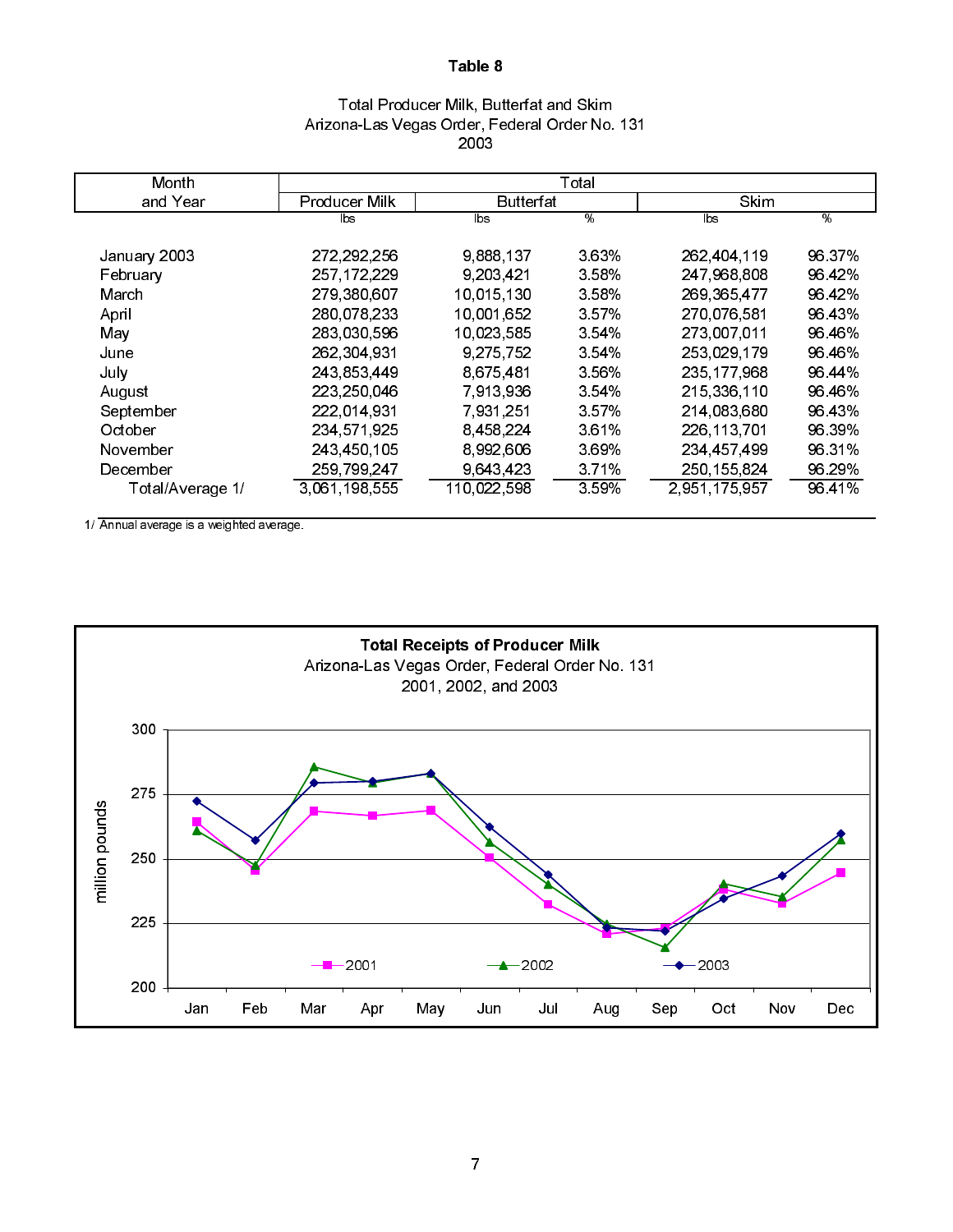## Table 8

Total Producer Milk, Butterfat and Skim
Arizona-Las Vegas Order, Federal Order No. 131
2003

| Month and Year | Total | | | | |
|---|---|---|---|---|---|
| | Producer Milk | Butterfat | | Skim | |
| | lbs | lbs | % | lbs | % |
| January 2003 | 272,292,256 | 9,888,137 | 3.63% | 262,404,119 | 96.37% |
| February | 257,172,229 | 9,203,421 | 3.58% | 247,968,808 | 96.42% |
| March | 279,380,607 | 10,015,130 | 3.58% | 269,365,477 | 96.42% |
| April | 280,078,233 | 10,001,652 | 3.57% | 270,076,581 | 96.43% |
| May | 283,030,596 | 10,023,585 | 3.54% | 273,007,011 | 96.46% |
| June | 262,304,931 | 9,275,752 | 3.54% | 253,029,179 | 96.46% |
| July | 243,853,449 | 8,675,481 | 3.56% | 235,177,968 | 96.44% |
| August | 223,250,046 | 7,913,936 | 3.54% | 215,336,110 | 96.46% |
| September | 222,014,931 | 7,931,251 | 3.57% | 214,083,680 | 96.43% |
| October | 234,571,925 | 8,458,224 | 3.61% | 226,113,701 | 96.39% |
| November | 243,450,105 | 8,992,606 | 3.69% | 234,457,499 | 96.31% |
| December | 259,799,247 | 9,643,423 | 3.71% | 250,155,824 | 96.29% |
| Total/Average 1/ | 3,061,198,555 | 110,022,598 | 3.59% | 2,951,175,957 | 96.41% |

1/ Annual average is a weighted average.

**Total Receipts of Producer Milk**
Arizona-Las Vegas Order, Federal Order No. 131
2001, 2002, and 2003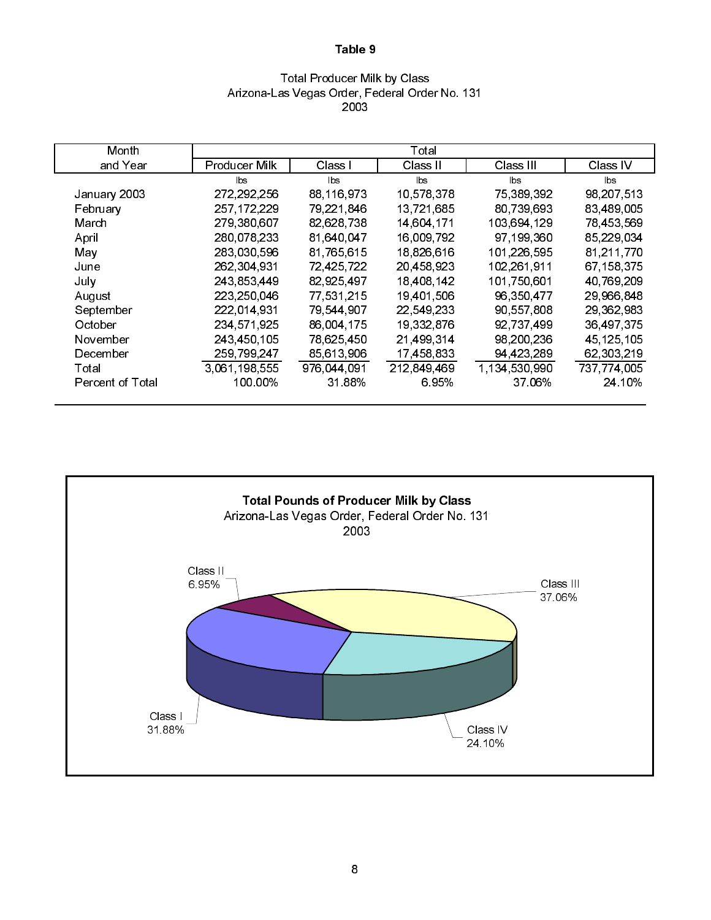**Table 9**

Total Producer Milk by Class
Arizona-Las Vegas Order, Federal Order No. 131
2003

| Month and Year | Total | | | | |
|---|---|---|---|---|---|
| | Producer Milk | Class I | Class II | Class III | Class IV |
| | lbs | lbs | lbs | lbs | lbs |
| January 2003 | 272,292,256 | 88,116,973 | 10,578,378 | 75,389,392 | 98,207,513 |
| February | 257,172,229 | 79,221,846 | 13,721,685 | 80,739,693 | 83,489,005 |
| March | 279,380,607 | 82,628,738 | 14,604,171 | 103,694,129 | 78,453,569 |
| April | 280,078,233 | 81,640,047 | 16,009,792 | 97,199,360 | 85,229,034 |
| May | 283,030,596 | 81,765,615 | 18,826,616 | 101,226,595 | 81,211,770 |
| June | 262,304,931 | 72,425,722 | 20,458,923 | 102,261,911 | 67,158,375 |
| July | 243,853,449 | 82,925,497 | 18,408,142 | 101,750,601 | 40,769,209 |
| August | 223,250,046 | 77,531,215 | 19,401,506 | 96,350,477 | 29,966,848 |
| September | 222,014,931 | 79,544,907 | 22,549,233 | 90,557,808 | 29,362,983 |
| October | 234,571,925 | 86,004,175 | 19,332,876 | 92,737,499 | 36,497,375 |
| November | 243,450,105 | 78,625,450 | 21,499,314 | 98,200,236 | 45,125,105 |
| December | 259,799,247 | 85,613,906 | 17,458,833 | 94,423,289 | 62,303,219 |
| Total | 3,061,198,555 | 976,044,091 | 212,849,469 | 1,134,530,990 | 737,774,005 |
| Percent of Total | 100.00% | 31.88% | 6.95% | 37.06% | 24.10% |

**Total Pounds of Producer Milk by Class**
Arizona-Las Vegas Order, Federal Order No. 131
2003

Class I 31.88%, Class II 6.95%, Class III 37.06%, Class IV 24.10%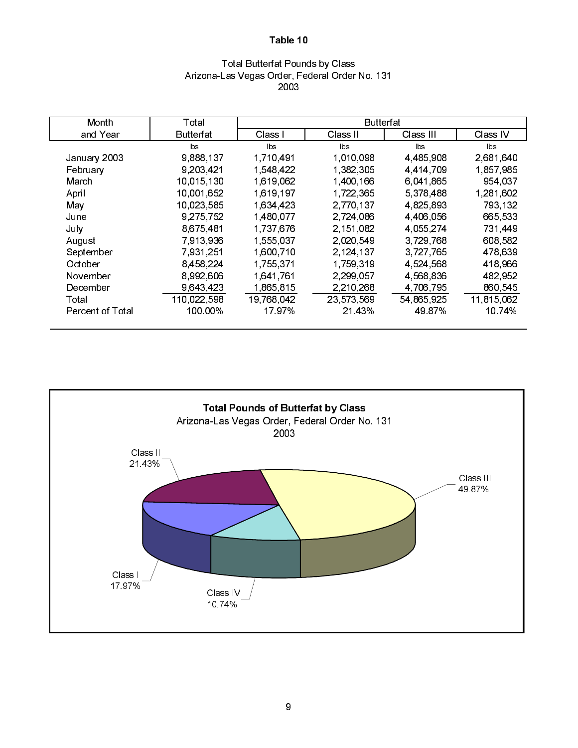**Table 10**

Total Butterfat Pounds by Class
Arizona-Las Vegas Order, Federal Order No. 131
2003

| Month and Year | Total Butterfat | Butterfat | | | |
|---|---|---|---|---|---|
| | | Class I | Class II | Class III | Class IV |
| | lbs | lbs | lbs | lbs | lbs |
| January 2003 | 9,888,137 | 1,710,491 | 1,010,098 | 4,485,908 | 2,681,640 |
| February | 9,203,421 | 1,548,422 | 1,382,305 | 4,414,709 | 1,857,985 |
| March | 10,015,130 | 1,619,062 | 1,400,166 | 6,041,865 | 954,037 |
| April | 10,001,652 | 1,619,197 | 1,722,365 | 5,378,488 | 1,281,602 |
| May | 10,023,585 | 1,634,423 | 2,770,137 | 4,825,893 | 793,132 |
| June | 9,275,752 | 1,480,077 | 2,724,086 | 4,406,056 | 665,533 |
| July | 8,675,481 | 1,737,676 | 2,151,082 | 4,055,274 | 731,449 |
| August | 7,913,936 | 1,555,037 | 2,020,549 | 3,729,768 | 608,582 |
| September | 7,931,251 | 1,600,710 | 2,124,137 | 3,727,765 | 478,639 |
| October | 8,458,224 | 1,755,371 | 1,759,319 | 4,524,568 | 418,966 |
| November | 8,992,606 | 1,641,761 | 2,299,057 | 4,568,836 | 482,952 |
| December | 9,643,423 | 1,865,815 | 2,210,268 | 4,706,795 | 860,545 |
| Total | 110,022,598 | 19,768,042 | 23,573,569 | 54,865,925 | 11,815,062 |
| Percent of Total | 100.00% | 17.97% | 21.43% | 49.87% | 10.74% |

**Total Pounds of Butterfat by Class**
Arizona-Las Vegas Order, Federal Order No. 131
2003

Class II 21.43%
Class III 49.87%
Class I 17.97%
Class IV 10.74%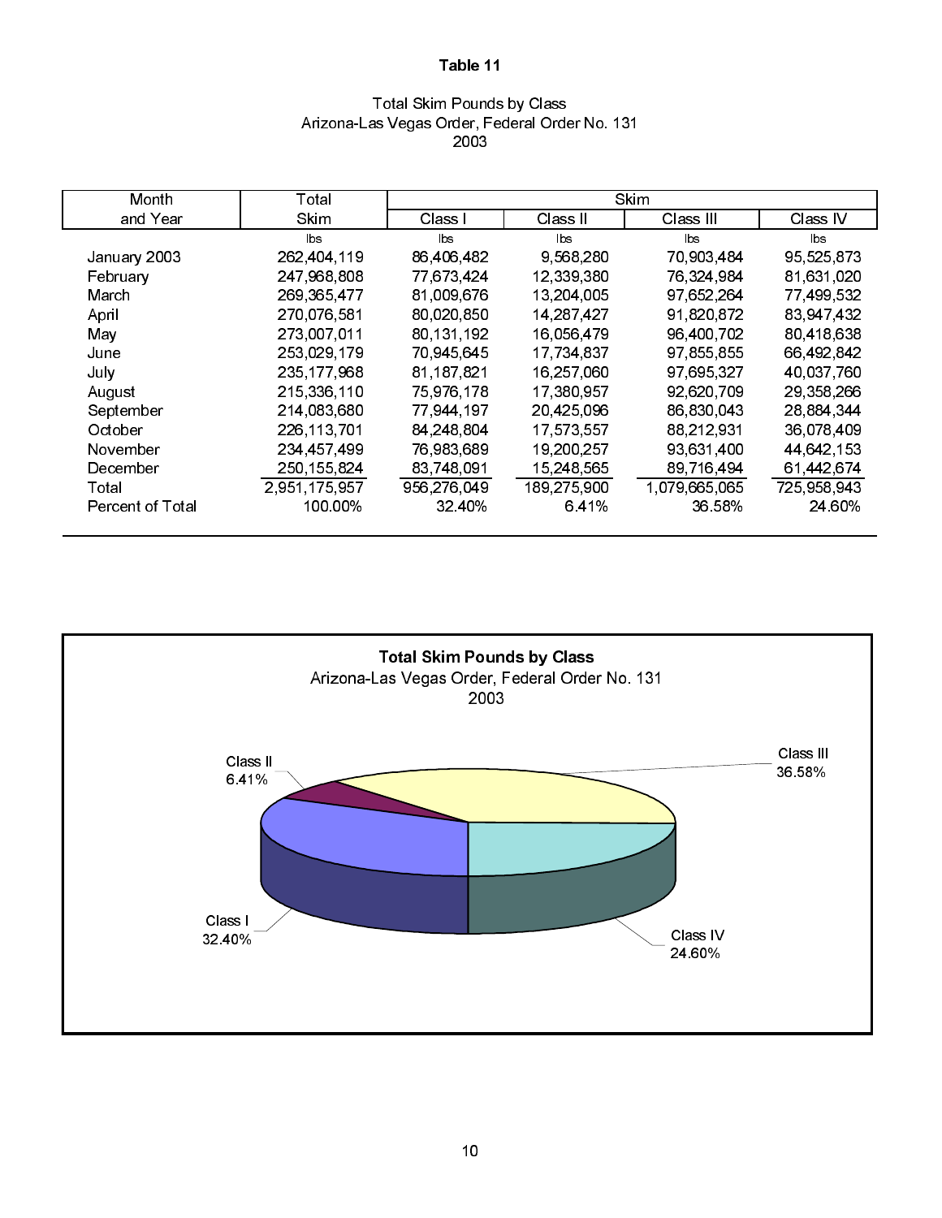**Table 11**

Total Skim Pounds by Class
Arizona-Las Vegas Order, Federal Order No. 131
2003

| Month and Year | Total Skim | Skim | | | |
|---|---|---|---|---|---|
| | | Class I | Class II | Class III | Class IV |
| | lbs | lbs | lbs | lbs | lbs |
| January 2003 | 262,404,119 | 86,406,482 | 9,568,280 | 70,903,484 | 95,525,873 |
| February | 247,968,808 | 77,673,424 | 12,339,380 | 76,324,984 | 81,631,020 |
| March | 269,365,477 | 81,009,676 | 13,204,005 | 97,652,264 | 77,499,532 |
| April | 270,076,581 | 80,020,850 | 14,287,427 | 91,820,872 | 83,947,432 |
| May | 273,007,011 | 80,131,192 | 16,056,479 | 96,400,702 | 80,418,638 |
| June | 253,029,179 | 70,945,645 | 17,734,837 | 97,855,855 | 66,492,842 |
| July | 235,177,968 | 81,187,821 | 16,257,060 | 97,695,327 | 40,037,760 |
| August | 215,336,110 | 75,976,178 | 17,380,957 | 92,620,709 | 29,358,266 |
| September | 214,083,680 | 77,944,197 | 20,425,096 | 86,830,043 | 28,884,344 |
| October | 226,113,701 | 84,248,804 | 17,573,557 | 88,212,931 | 36,078,409 |
| November | 234,457,499 | 76,983,689 | 19,200,257 | 93,631,400 | 44,642,153 |
| December | 250,155,824 | 83,748,091 | 15,248,565 | 89,716,494 | 61,442,674 |
| Total | 2,951,175,957 | 956,276,049 | 189,275,900 | 1,079,665,065 | 725,958,943 |
| Percent of Total | 100.00% | 32.40% | 6.41% | 36.58% | 24.60% |

**Total Skim Pounds by Class**
Arizona-Las Vegas Order, Federal Order No. 131
2003

Class I 32.40%
Class II 6.41%
Class III 36.58%
Class IV 24.60%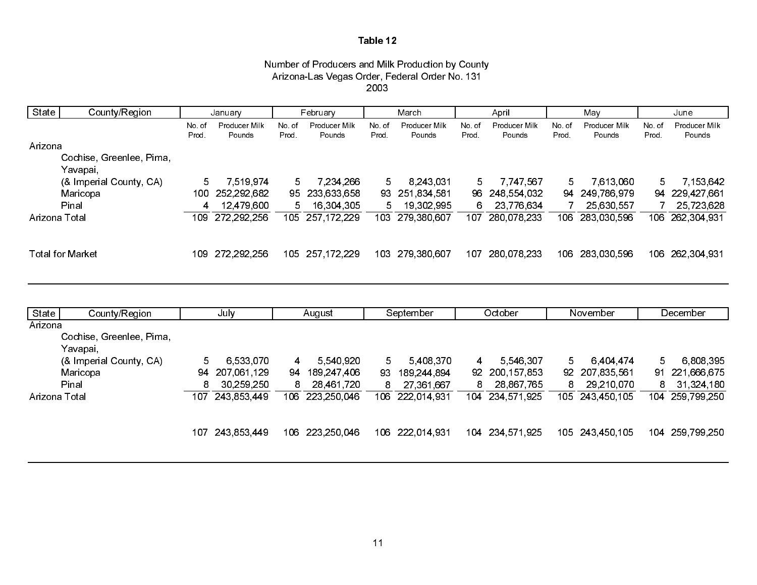**Table 12**

Number of Producers and Milk Production by County
Arizona-Las Vegas Order, Federal Order No. 131
2003

| State | County/Region | January | | February | | March | | April | | May | | June | |
|---|---|---|---|---|---|---|---|---|---|---|---|---|---|
| | | No. of Prod. | Producer Milk Pounds | No. of Prod. | Producer Milk Pounds | No. of Prod. | Producer Milk Pounds | No. of Prod. | Producer Milk Pounds | No. of Prod. | Producer Milk Pounds | No. of Prod. | Producer Milk Pounds |
| Arizona | | | | | | | | | | | | | |
| | Cochise, Greenlee, Pima, Yavapai, (& Imperial County, CA) | 5 | 7,519,974 | 5 | 7,234,266 | 5 | 8,243,031 | 5 | 7,747,567 | 5 | 7,613,060 | 5 | 7,153,642 |
| | Maricopa | 100 | 252,292,682 | 95 | 233,633,658 | 93 | 251,834,581 | 96 | 248,554,032 | 94 | 249,786,979 | 94 | 229,427,661 |
| | Pinal | 4 | 12,479,600 | 5 | 16,304,305 | 5 | 19,302,995 | 6 | 23,776,634 | 7 | 25,630,557 | 7 | 25,723,628 |
| Arizona Total | | 109 | 272,292,256 | 105 | 257,172,229 | 103 | 279,380,607 | 107 | 280,078,233 | 106 | 283,030,596 | 106 | 262,304,931 |
| Total for Market | | 109 | 272,292,256 | 105 | 257,172,229 | 103 | 279,380,607 | 107 | 280,078,233 | 106 | 283,030,596 | 106 | 262,304,931 |

| State | County/Region | July | | August | | September | | October | | November | | December | |
|---|---|---|---|---|---|---|---|---|---|---|---|---|---|
| Arizona | | | | | | | | | | | | | |
| | Cochise, Greenlee, Pima, Yavapai, (& Imperial County, CA) | 5 | 6,533,070 | 4 | 5,540,920 | 5 | 5,408,370 | 4 | 5,546,307 | 5 | 6,404,474 | 5 | 6,808,395 |
| | Maricopa | 94 | 207,061,129 | 94 | 189,247,406 | 93 | 189,244,894 | 92 | 200,157,853 | 92 | 207,835,561 | 91 | 221,666,675 |
| | Pinal | 8 | 30,259,250 | 8 | 28,461,720 | 8 | 27,361,667 | 8 | 28,867,765 | 8 | 29,210,070 | 8 | 31,324,180 |
| Arizona Total | | 107 | 243,853,449 | 106 | 223,250,046 | 106 | 222,014,931 | 104 | 234,571,925 | 105 | 243,450,105 | 104 | 259,799,250 |
| | | 107 | 243,853,449 | 106 | 223,250,046 | 106 | 222,014,931 | 104 | 234,571,925 | 105 | 243,450,105 | 104 | 259,799,250 |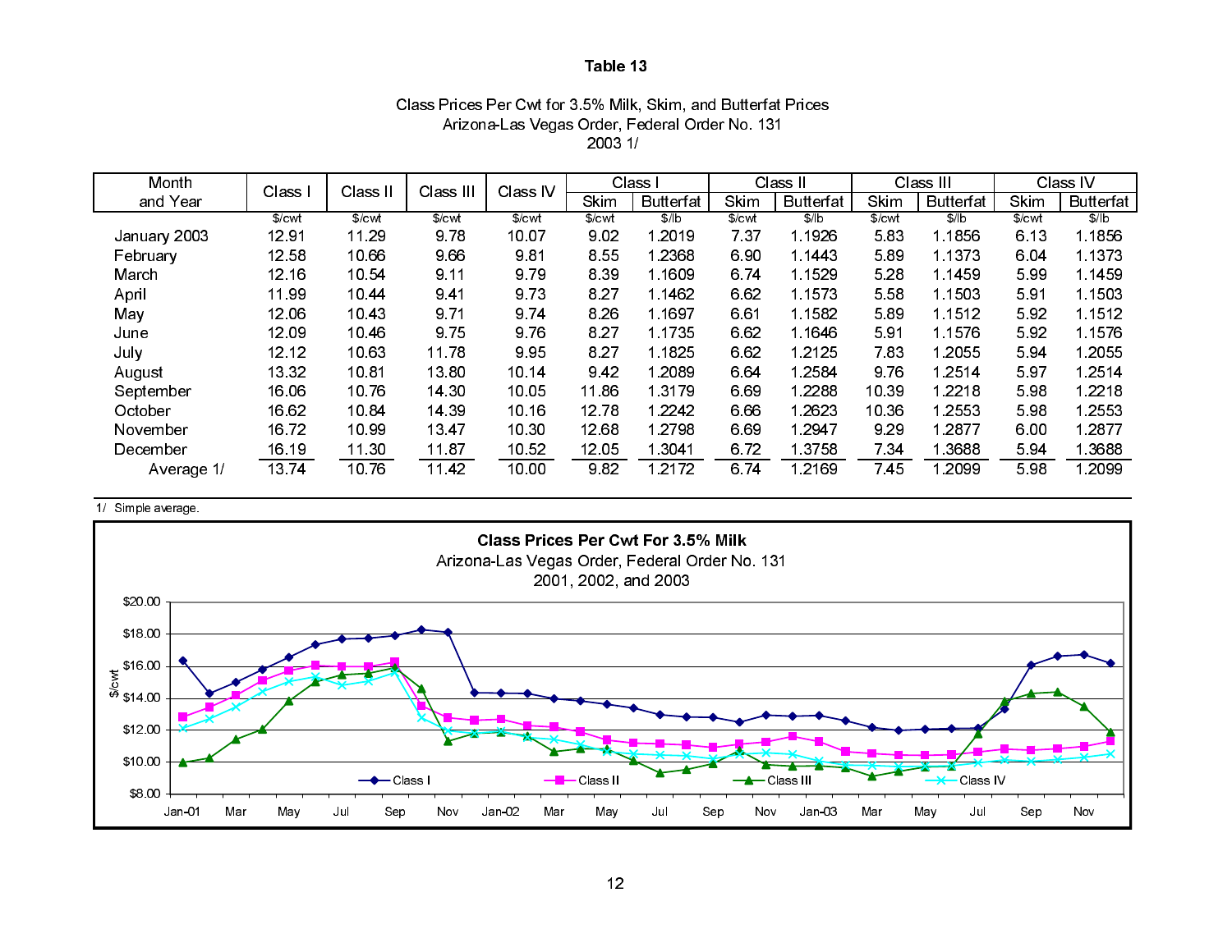# Table 13

Class Prices Per Cwt for 3.5% Milk, Skim, and Butterfat Prices
Arizona-Las Vegas Order, Federal Order No. 131
2003 1/

| Month and Year | Class I | Class II | Class III | Class IV | Class I | | Class II | | Class III | | Class IV | |
|---|---|---|---|---|---|---|---|---|---|---|---|---|
| | | | | | Skim | Butterfat | Skim | Butterfat | Skim | Butterfat | Skim | Butterfat |
| | $/cwt | $/cwt | $/cwt | $/cwt | $/cwt | $/lb | $/cwt | $/lb | $/cwt | $/lb | $/cwt | $/lb |
| January 2003 | 12.91 | 11.29 | 9.78 | 10.07 | 9.02 | 1.2019 | 7.37 | 1.1926 | 5.83 | 1.1856 | 6.13 | 1.1856 |
| February | 12.58 | 10.66 | 9.66 | 9.81 | 8.55 | 1.2368 | 6.90 | 1.1443 | 5.89 | 1.1373 | 6.04 | 1.1373 |
| March | 12.16 | 10.54 | 9.11 | 9.79 | 8.39 | 1.1609 | 6.74 | 1.1529 | 5.28 | 1.1459 | 5.99 | 1.1459 |
| April | 11.99 | 10.44 | 9.41 | 9.73 | 8.27 | 1.1462 | 6.62 | 1.1573 | 5.58 | 1.1503 | 5.91 | 1.1503 |
| May | 12.06 | 10.43 | 9.71 | 9.74 | 8.26 | 1.1697 | 6.61 | 1.1582 | 5.89 | 1.1512 | 5.92 | 1.1512 |
| June | 12.09 | 10.46 | 9.75 | 9.76 | 8.27 | 1.1735 | 6.62 | 1.1646 | 5.91 | 1.1576 | 5.92 | 1.1576 |
| July | 12.12 | 10.63 | 11.78 | 9.95 | 8.27 | 1.1825 | 6.62 | 1.2125 | 7.83 | 1.2055 | 5.94 | 1.2055 |
| August | 13.32 | 10.81 | 13.80 | 10.14 | 9.42 | 1.2089 | 6.64 | 1.2584 | 9.76 | 1.2514 | 5.97 | 1.2514 |
| September | 16.06 | 10.76 | 14.30 | 10.05 | 11.86 | 1.3179 | 6.69 | 1.2288 | 10.39 | 1.2218 | 5.98 | 1.2218 |
| October | 16.62 | 10.84 | 14.39 | 10.16 | 12.78 | 1.2242 | 6.66 | 1.2623 | 10.36 | 1.2553 | 5.98 | 1.2553 |
| November | 16.72 | 10.99 | 13.47 | 10.30 | 12.68 | 1.2798 | 6.69 | 1.2947 | 9.29 | 1.2877 | 6.00 | 1.2877 |
| December | 16.19 | 11.30 | 11.87 | 10.52 | 12.05 | 1.3041 | 6.72 | 1.3758 | 7.34 | 1.3688 | 5.94 | 1.3688 |
| Average 1/ | 13.74 | 10.76 | 11.42 | 10.00 | 9.82 | 1.2172 | 6.74 | 1.2169 | 7.45 | 1.2099 | 5.98 | 1.2099 |

1/ Simple average.

**Class Prices Per Cwt For 3.5% Milk**
Arizona-Las Vegas Order, Federal Order No. 131
2001, 2002, and 2003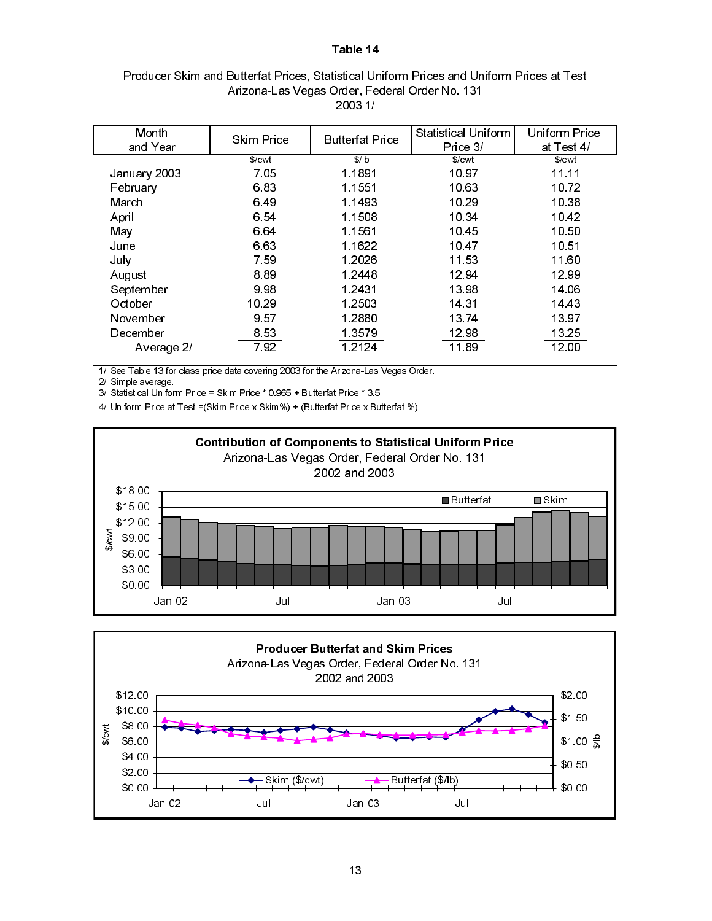# Table 14

Producer Skim and Butterfat Prices, Statistical Uniform Prices and Uniform Prices at Test
Arizona-Las Vegas Order, Federal Order No. 131
2003 1/

| Month and Year | Skim Price | Butterfat Price | Statistical Uniform Price 3/ | Uniform Price at Test 4/ |
|---|---|---|---|---|
| | $/cwt | $/lb | $/cwt | $/cwt |
| January 2003 | 7.05 | 1.1891 | 10.97 | 11.11 |
| February | 6.83 | 1.1551 | 10.63 | 10.72 |
| March | 6.49 | 1.1493 | 10.29 | 10.38 |
| April | 6.54 | 1.1508 | 10.34 | 10.42 |
| May | 6.64 | 1.1561 | 10.45 | 10.50 |
| June | 6.63 | 1.1622 | 10.47 | 10.51 |
| July | 7.59 | 1.2026 | 11.53 | 11.60 |
| August | 8.89 | 1.2448 | 12.94 | 12.99 |
| September | 9.98 | 1.2431 | 13.98 | 14.06 |
| October | 10.29 | 1.2503 | 14.31 | 14.43 |
| November | 9.57 | 1.2880 | 13.74 | 13.97 |
| December | 8.53 | 1.3579 | 12.98 | 13.25 |
| Average 2/ | 7.92 | 1.2124 | 11.89 | 12.00 |

1/ See Table 13 for class price data covering 2003 for the Arizona-Las Vegas Order.
2/ Simple average.
3/ Statistical Uniform Price = Skim Price * 0.965 + Butterfat Price * 3.5
4/ Uniform Price at Test =(Skim Price x Skim%) + (Butterfat Price x Butterfat %)

**Contribution of Components to Statistical Uniform Price**
Arizona-Las Vegas Order, Federal Order No. 131
2002 and 2003

**Producer Butterfat and Skim Prices**
Arizona-Las Vegas Order, Federal Order No. 131
2002 and 2003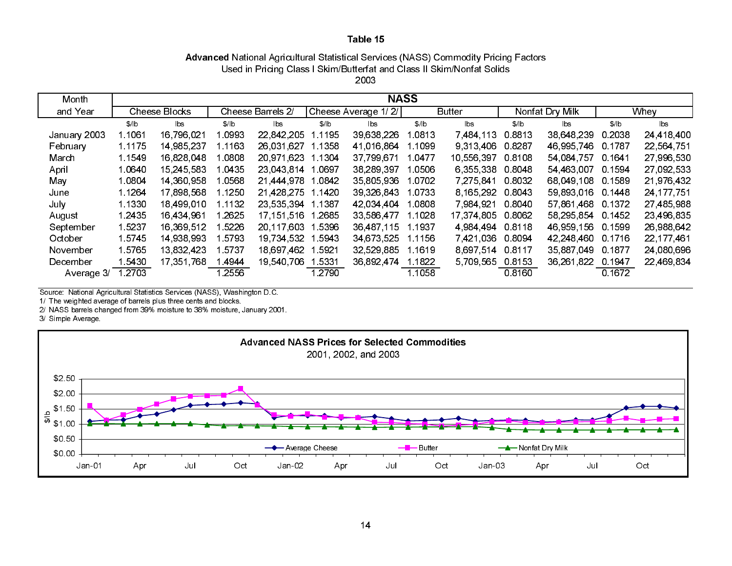**Table 15**

**Advanced** National Agricultural Statistical Services (NASS) Commodity Pricing Factors
Used in Pricing Class I Skim/Butterfat and Class II Skim/Nonfat Solids
2003

| Month and Year | NASS | | | | | | | | | | | |
|---|---|---|---|---|---|---|---|---|---|---|---|---|
| | Cheese Blocks | | Cheese Barrels 2/ | | Cheese Average 1/ 2/ | | Butter | | Nonfat Dry Milk | | Whey | |
| | $/lb | lbs | $/lb | lbs | $/lb | lbs | $/lb | lbs | $/lb | lbs | $/lb | lbs |
| January 2003 | 1.1061 | 16,796,021 | 1.0993 | 22,842,205 | 1.1195 | 39,638,226 | 1.0813 | 7,484,113 | 0.8813 | 38,648,239 | 0.2038 | 24,418,400 |
| February | 1.1175 | 14,985,237 | 1.1163 | 26,031,627 | 1.1358 | 41,016,864 | 1.1099 | 9,313,406 | 0.8287 | 46,995,746 | 0.1787 | 22,564,751 |
| March | 1.1549 | 16,828,048 | 1.0808 | 20,971,623 | 1.1304 | 37,799,671 | 1.0477 | 10,556,397 | 0.8108 | 54,084,757 | 0.1641 | 27,996,530 |
| April | 1.0640 | 15,245,583 | 1.0435 | 23,043,814 | 1.0697 | 38,289,397 | 1.0506 | 6,355,338 | 0.8048 | 54,463,007 | 0.1594 | 27,092,533 |
| May | 1.0804 | 14,360,958 | 1.0568 | 21,444,978 | 1.0842 | 35,805,936 | 1.0702 | 7,275,841 | 0.8032 | 68,049,108 | 0.1589 | 21,976,432 |
| June | 1.1264 | 17,898,568 | 1.1250 | 21,428,275 | 1.1420 | 39,326,843 | 1.0733 | 8,165,292 | 0.8043 | 59,893,016 | 0.1448 | 24,177,751 |
| July | 1.1330 | 18,499,010 | 1.1132 | 23,535,394 | 1.1387 | 42,034,404 | 1.0808 | 7,984,921 | 0.8040 | 57,861,468 | 0.1372 | 27,485,988 |
| August | 1.2435 | 16,434,961 | 1.2625 | 17,151,516 | 1.2685 | 33,586,477 | 1.1028 | 17,374,805 | 0.8062 | 58,295,854 | 0.1452 | 23,496,835 |
| September | 1.5237 | 16,369,512 | 1.5226 | 20,117,603 | 1.5396 | 36,487,115 | 1.1937 | 4,984,494 | 0.8118 | 46,959,156 | 0.1599 | 26,988,642 |
| October | 1.5745 | 14,938,993 | 1.5793 | 19,734,532 | 1.5943 | 34,673,525 | 1.1156 | 7,421,036 | 0.8094 | 42,248,460 | 0.1716 | 22,177,461 |
| November | 1.5765 | 13,832,423 | 1.5737 | 18,697,462 | 1.5921 | 32,529,885 | 1.1619 | 8,697,514 | 0.8117 | 35,887,049 | 0.1877 | 24,080,696 |
| December | 1.5430 | 17,351,768 | 1.4944 | 19,540,706 | 1.5331 | 36,892,474 | 1.1822 | 5,709,565 | 0.8153 | 36,261,822 | 0.1947 | 22,469,834 |
| Average 3/ | 1.2703 | | 1.2556 | | 1.2790 | | 1.1058 | | 0.8160 | | 0.1672 | |

Source: National Agricultural Statistics Services (NASS), Washington D.C.
1/ The weighted average of barrels plus three cents and blocks.
2/ NASS barrels changed from 39% moisture to 38% moisture, January 2001.
3/ Simple Average.

**Advanced NASS Prices for Selected Commodities**
2001, 2002, and 2003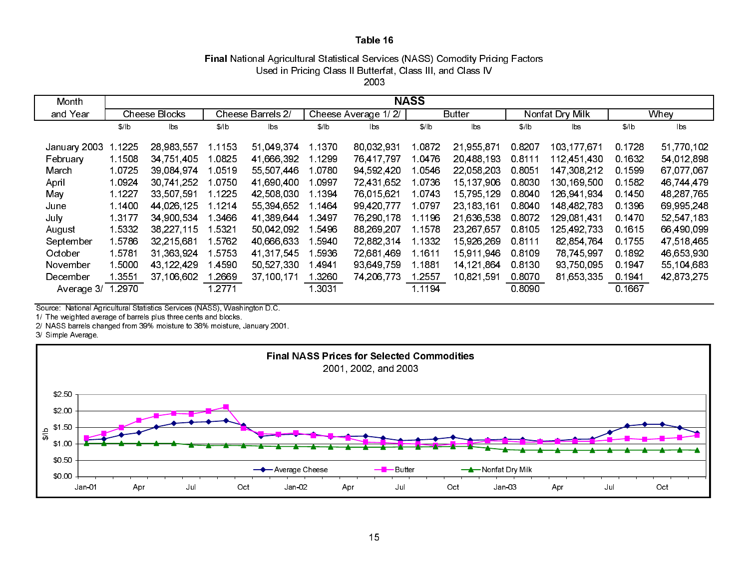Table 16

**Final** National Agricultural Statistical Services (NASS) Comodity Pricing Factors
Used in Pricing Class II Butterfat, Class III, and Class IV
2003

| Month and Year | NASS | | | | | | | | | | | |
|---|---|---|---|---|---|---|---|---|---|---|---|---|
| | Cheese Blocks | | Cheese Barrels 2/ | | Cheese Average 1/ 2/ | | Butter | | Nonfat Dry Milk | | Whey | |
| | $/lb | lbs | $/lb | lbs | $/lb | lbs | $/lb | lbs | $/lb | lbs | $/lb | lbs |
| January 2003 | 1.1225 | 28,983,557 | 1.1153 | 51,049,374 | 1.1370 | 80,032,931 | 1.0872 | 21,955,871 | 0.8207 | 103,177,671 | 0.1728 | 51,770,102 |
| February | 1.1508 | 34,751,405 | 1.0825 | 41,666,392 | 1.1299 | 76,417,797 | 1.0476 | 20,488,193 | 0.8111 | 112,451,430 | 0.1632 | 54,012,898 |
| March | 1.0725 | 39,084,974 | 1.0519 | 55,507,446 | 1.0780 | 94,592,420 | 1.0546 | 22,058,203 | 0.8051 | 147,308,212 | 0.1599 | 67,077,067 |
| April | 1.0924 | 30,741,252 | 1.0750 | 41,690,400 | 1.0997 | 72,431,652 | 1.0736 | 15,137,906 | 0.8030 | 130,169,500 | 0.1582 | 46,744,479 |
| May | 1.1227 | 33,507,591 | 1.1225 | 42,508,030 | 1.1394 | 76,015,621 | 1.0743 | 15,795,129 | 0.8040 | 126,941,934 | 0.1450 | 48,287,765 |
| June | 1.1400 | 44,026,125 | 1.1214 | 55,394,652 | 1.1464 | 99,420,777 | 1.0797 | 23,183,161 | 0.8040 | 148,482,783 | 0.1396 | 69,995,248 |
| July | 1.3177 | 34,900,534 | 1.3466 | 41,389,644 | 1.3497 | 76,290,178 | 1.1196 | 21,636,538 | 0.8072 | 129,081,431 | 0.1470 | 52,547,183 |
| August | 1.5332 | 38,227,115 | 1.5321 | 50,042,092 | 1.5496 | 88,269,207 | 1.1578 | 23,267,657 | 0.8105 | 125,492,733 | 0.1615 | 66,490,099 |
| September | 1.5786 | 32,215,681 | 1.5762 | 40,666,633 | 1.5940 | 72,882,314 | 1.1332 | 15,926,269 | 0.8111 | 82,854,764 | 0.1755 | 47,518,465 |
| October | 1.5781 | 31,363,924 | 1.5753 | 41,317,545 | 1.5936 | 72,681,469 | 1.1611 | 15,911,946 | 0.8109 | 78,745,997 | 0.1892 | 46,653,930 |
| November | 1.5000 | 43,122,429 | 1.4590 | 50,527,330 | 1.4941 | 93,649,759 | 1.1881 | 14,121,864 | 0.8130 | 93,750,095 | 0.1947 | 55,104,683 |
| December | 1.3551 | 37,106,602 | 1.2669 | 37,100,171 | 1.3260 | 74,206,773 | 1.2557 | 10,821,591 | 0.8070 | 81,653,335 | 0.1941 | 42,873,275 |
| Average 3/ | 1.2970 | | 1.2771 | | 1.3031 | | 1.1194 | | 0.8090 | | 0.1667 | |

Source: National Agricultural Statistics Services (NASS), Washington D.C.
1/ The weighted average of barrels plus three cents and blocks.
2/ NASS barrels changed from 39% moisture to 38% moisture, January 2001.
3/ Simple Average.

**Final NASS Prices for Selected Commodities**
2001, 2002, and 2003

$/lb
$2.50
$2.00
$1.50
$1.00
$0.50
$0.00
Jan-01 Apr Jul Oct Jan-02 Apr Jul Oct Jan-03 Apr Jul Oct

Average Cheese, Butter, Nonfat Dry Milk